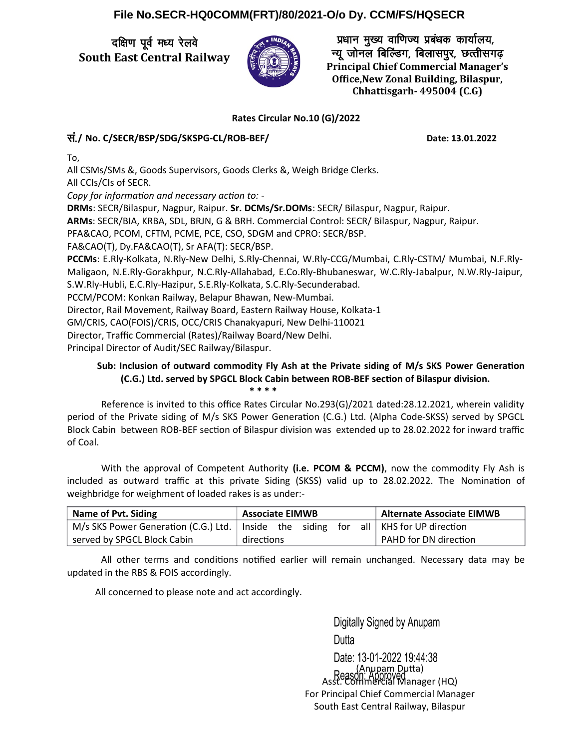File No.SECR-HQ0COMM(FRT)/80/2021-O/o Dy. CCM/FS/HQSECR

दक्षिण पूर्व मध्य रेलवे
**South East Central Railway**

प्रधान मुख्य वाणिज्य प्रबंधक कार्यालय,
न्यू जोनल बिल्डिंग, बिलासपुर, छत्तीसगढ़
**Principal Chief Commercial Manager's Office,New Zonal Building, Bilaspur, Chhattisgarh- 495004 (C.G)**

**Rates Circular No.10 (G)/2022**

**सं./ No. C/SECR/BSP/SDG/SKSPG-CL/ROB-BEF/** **Date: 13.01.2022**

To,
All CSMs/SMs &, Goods Supervisors, Goods Clerks &, Weigh Bridge Clerks.
All CCIs/CIs of SECR.
*Copy for information and necessary action to: -*
**DRMs**: SECR/Bilaspur, Nagpur, Raipur. **Sr. DCMs/Sr.DOMs**: SECR/ Bilaspur, Nagpur, Raipur.
**ARMs**: SECR/BIA, KRBA, SDL, BRJN, G & BRH. Commercial Control: SECR/ Bilaspur, Nagpur, Raipur.
PFA&CAO, PCOM, CFTM, PCME, PCE, CSO, SDGM and CPRO: SECR/BSP.
FA&CAO(T), Dy.FA&CAO(T), Sr AFA(T): SECR/BSP.
**PCCMs**: E.Rly-Kolkata, N.Rly-New Delhi, S.Rly-Chennai, W.Rly-CCG/Mumbai, C.Rly-CSTM/ Mumbai, N.F.Rly-Maligaon, N.E.Rly-Gorakhpur, N.C.Rly-Allahabad, E.Co.Rly-Bhubaneswar, W.C.Rly-Jabalpur, N.W.Rly-Jaipur, S.W.Rly-Hubli, E.C.Rly-Hazipur, S.E.Rly-Kolkata, S.C.Rly-Secunderabad.
PCCM/PCOM: Konkan Railway, Belapur Bhawan, New-Mumbai.
Director, Rail Movement, Railway Board, Eastern Railway House, Kolkata-1
GM/CRIS, CAO(FOIS)/CRIS, OCC/CRIS Chanakyapuri, New Delhi-110021
Director, Traffic Commercial (Rates)/Railway Board/New Delhi.
Principal Director of Audit/SEC Railway/Bilaspur.

**Sub: Inclusion of outward commodity Fly Ash at the Private siding of M/s SKS Power Generation (C.G.) Ltd. served by SPGCL Block Cabin between ROB-BEF section of Bilaspur division.**

\* \* \* \*

Reference is invited to this office Rates Circular No.293(G)/2021 dated:28.12.2021, wherein validity period of the Private siding of M/s SKS Power Generation (C.G.) Ltd. (Alpha Code-SKSS) served by SPGCL Block Cabin between ROB-BEF section of Bilaspur division was extended up to 28.02.2022 for inward traffic of Coal.

With the approval of Competent Authority **(i.e. PCOM & PCCM)**, now the commodity Fly Ash is included as outward traffic at this private Siding (SKSS) valid up to 28.02.2022. The Nomination of weighbridge for weighment of loaded rakes is as under:-

| Name of Pvt. Siding | Associate EIMWB | Alternate Associate EIMWB |
|---|---|---|
| M/s SKS Power Generation (C.G.) Ltd. served by SPGCL Block Cabin | Inside the siding for all directions | KHS for UP direction<br>PAHD for DN direction |

All other terms and conditions notified earlier will remain unchanged. Necessary data may be updated in the RBS & FOIS accordingly.

All concerned to please note and act accordingly.

Digitally Signed by Anupam Dutta
Date: 13-01-2022 19:44:38
Reason: Approved

(Anupam Dutta)
Asst. Commercial Manager (HQ)
For Principal Chief Commercial Manager
South East Central Railway, Bilaspur